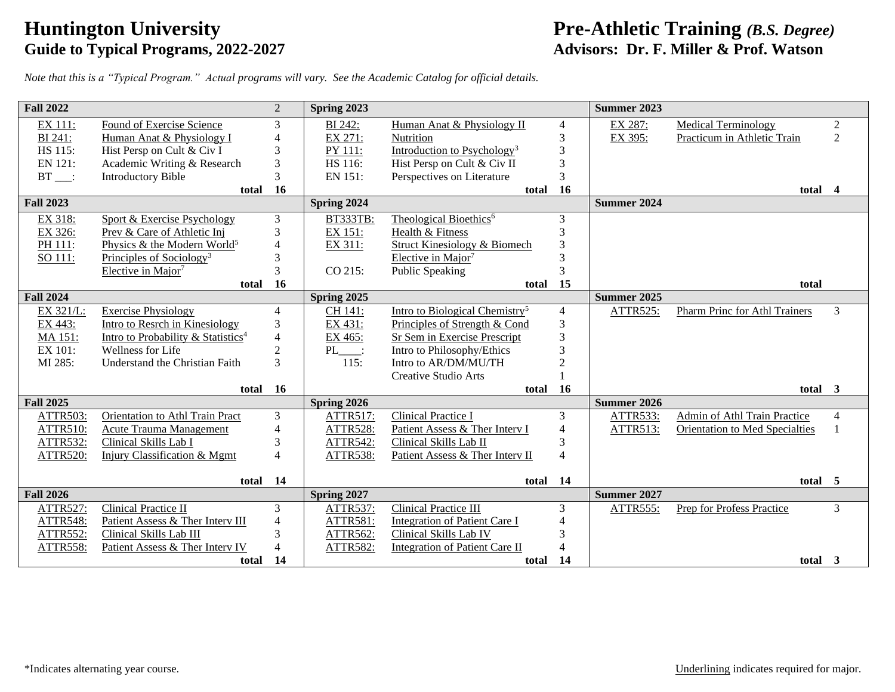# Huntington University

## Guide to Typical Programs, 2022-2027

# Pre-Athletic Training *(B.S. Degree)*

## Advisors: Dr. F. Miller & Prof. Watson

*Note that this is a "Typical Program." Actual programs will vary. See the Academic Catalog for official details.*

| **Fall 2022** | | 2 | **Spring 2023** | | | **Summer 2023** | | |
|---|---|---|---|---|---|---|---|---|
| EX 111: | Found of Exercise Science | 3 | BI 242: | Human Anat & Physiology II | 4 | EX 287: | Medical Terminology | 2 |
| BI 241: | Human Anat & Physiology I | 4 | EX 271: | Nutrition | 3 | EX 395: | Practicum in Athletic Train | 2 |
| HS 115: | Hist Persp on Cult & Civ I | 3 | PY 111: | Introduction to Psychology[3] | 3 | | | |
| EN 121: | Academic Writing & Research | 3 | HS 116: | Hist Persp on Cult & Civ II | 3 | | | |
| BT ___: | Introductory Bible | 3 | EN 151: | Perspectives on Literature | 3 | | | |
| | **total** | **16** | | **total** | **16** | | **total** | **4** |
| **Fall 2023** | | | **Spring 2024** | | | **Summer 2024** | | |
| EX 318: | Sport & Exercise Psychology | 3 | BT333TB: | Theological Bioethics[6] | 3 | | | |
| EX 326: | Prev & Care of Athletic Inj | 3 | EX 151: | Health & Fitness | 3 | | | |
| PH 111: | Physics & the Modern World[5] | 4 | EX 311: | Struct Kinesiology & Biomech | 3 | | | |
| SO 111: | Principles of Sociology[3] | 3 | | Elective in Major[7] | 3 | | | |
| | Elective in Major[7] | 3 | CO 215: | Public Speaking | 3 | | | |
| | **total** | **16** | | **total** | **15** | | **total** | |
| **Fall 2024** | | | **Spring 2025** | | | **Summer 2025** | | |
| EX 321/L: | Exercise Physiology | 4 | CH 141: | Intro to Biological Chemistry[5] | 4 | ATTR525: | Pharm Princ for Athl Trainers | 3 |
| EX 443: | Intro to Resrch in Kinesiology | 3 | EX 431: | Principles of Strength & Cond | 3 | | | |
| MA 151: | Intro to Probability & Statistics[4] | 4 | EX 465: | Sr Sem in Exercise Prescript | 3 | | | |
| EX 101: | Wellness for Life | 2 | PL____: | Intro to Philosophy/Ethics | 3 | | | |
| MI 285: | Understand the Christian Faith | 3 | 115: | Intro to AR/DM/MU/TH | 2 | | | |
| | | | | Creative Studio Arts | 1 | | | |
| | **total** | **16** | | **total** | **16** | | **total** | **3** |
| **Fall 2025** | | | **Spring 2026** | | | **Summer 2026** | | |
| ATTR503: | Orientation to Athl Train Pract | 3 | ATTR517: | Clinical Practice I | 3 | ATTR533: | Admin of Athl Train Practice | 4 |
| ATTR510: | Acute Trauma Management | 4 | ATTR528: | Patient Assess & Ther Interv I | 4 | ATTR513: | Orientation to Med Specialties | 1 |
| ATTR532: | Clinical Skills Lab I | 3 | ATTR542: | Clinical Skills Lab II | 3 | | | |
| ATTR520: | Injury Classification & Mgmt | 4 | ATTR538: | Patient Assess & Ther Interv II | 4 | | | |
| | **total** | **14** | | **total** | **14** | | **total** | **5** |
| **Fall 2026** | | | **Spring 2027** | | | **Summer 2027** | | |
| ATTR527: | Clinical Practice II | 3 | ATTR537: | Clinical Practice III | 3 | ATTR555: | Prep for Profess Practice | 3 |
| ATTR548: | Patient Assess & Ther Interv III | 4 | ATTR581: | Integration of Patient Care I | 4 | | | |
| ATTR552: | Clinical Skills Lab III | 3 | ATTR562: | Clinical Skills Lab IV | 3 | | | |
| ATTR558: | Patient Assess & Ther Interv IV | 4 | ATTR582: | Integration of Patient Care II | 4 | | | |
| | **total** | **14** | | **total** | **14** | | **total** | **3** |

*Indicates alternating year course.

Underlining indicates required for major.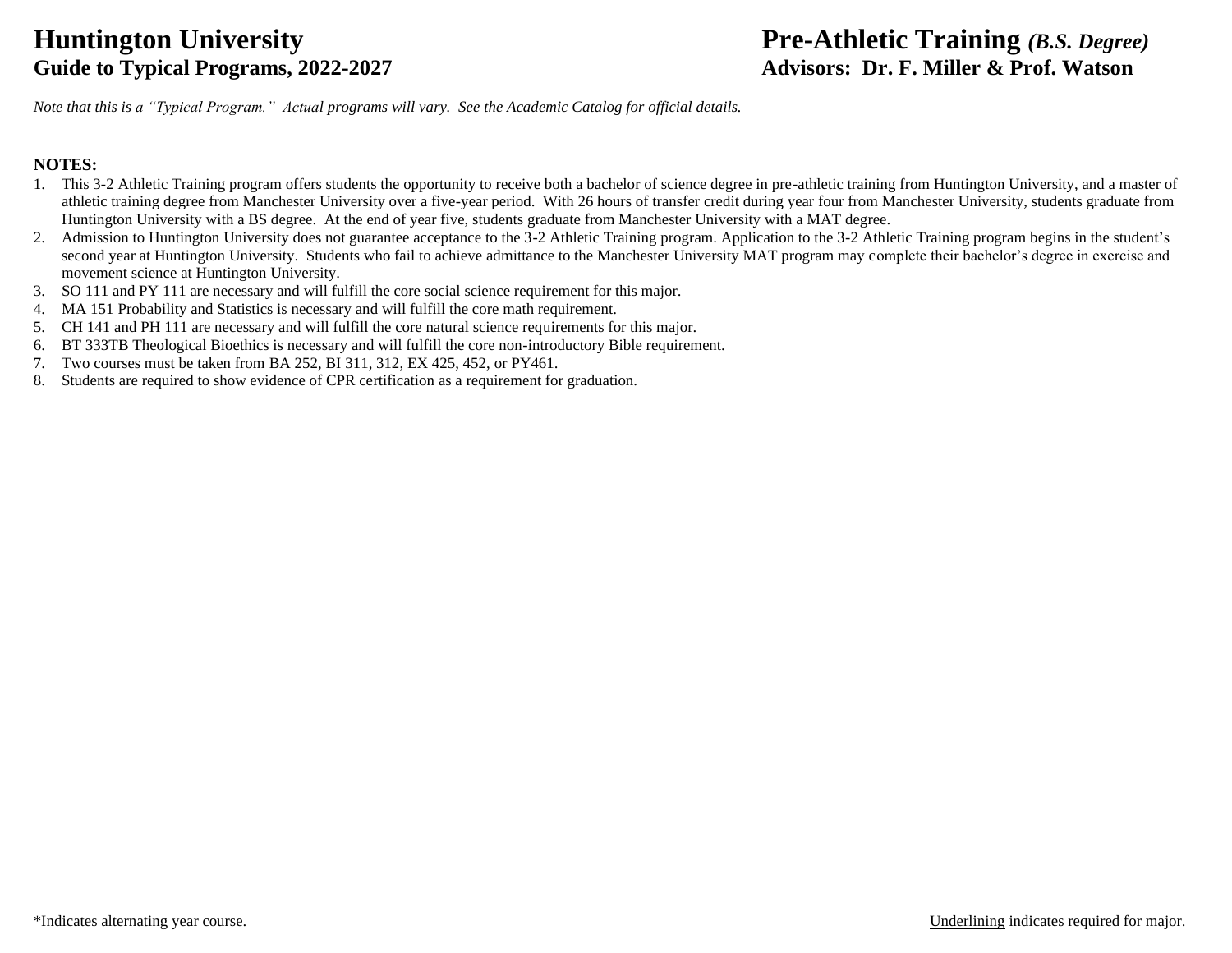# Huntington University
## Guide to Typical Programs, 2022-2027

# Pre-Athletic Training *(B.S. Degree)*
## Advisors: Dr. F. Miller & Prof. Watson

*Note that this is a "Typical Program." Actual programs will vary. See the Academic Catalog for official details.*

**NOTES:**

1. This 3-2 Athletic Training program offers students the opportunity to receive both a bachelor of science degree in pre-athletic training from Huntington University, and a master of athletic training degree from Manchester University over a five-year period. With 26 hours of transfer credit during year four from Manchester University, students graduate from Huntington University with a BS degree. At the end of year five, students graduate from Manchester University with a MAT degree.
2. Admission to Huntington University does not guarantee acceptance to the 3-2 Athletic Training program. Application to the 3-2 Athletic Training program begins in the student's second year at Huntington University. Students who fail to achieve admittance to the Manchester University MAT program may complete their bachelor's degree in exercise and movement science at Huntington University.
3. SO 111 and PY 111 are necessary and will fulfill the core social science requirement for this major.
4. MA 151 Probability and Statistics is necessary and will fulfill the core math requirement.
5. CH 141 and PH 111 are necessary and will fulfill the core natural science requirements for this major.
6. BT 333TB Theological Bioethics is necessary and will fulfill the core non-introductory Bible requirement.
7. Two courses must be taken from BA 252, BI 311, 312, EX 425, 452, or PY461.
8. Students are required to show evidence of CPR certification as a requirement for graduation.

*Indicates alternating year course.

Underlining indicates required for major.